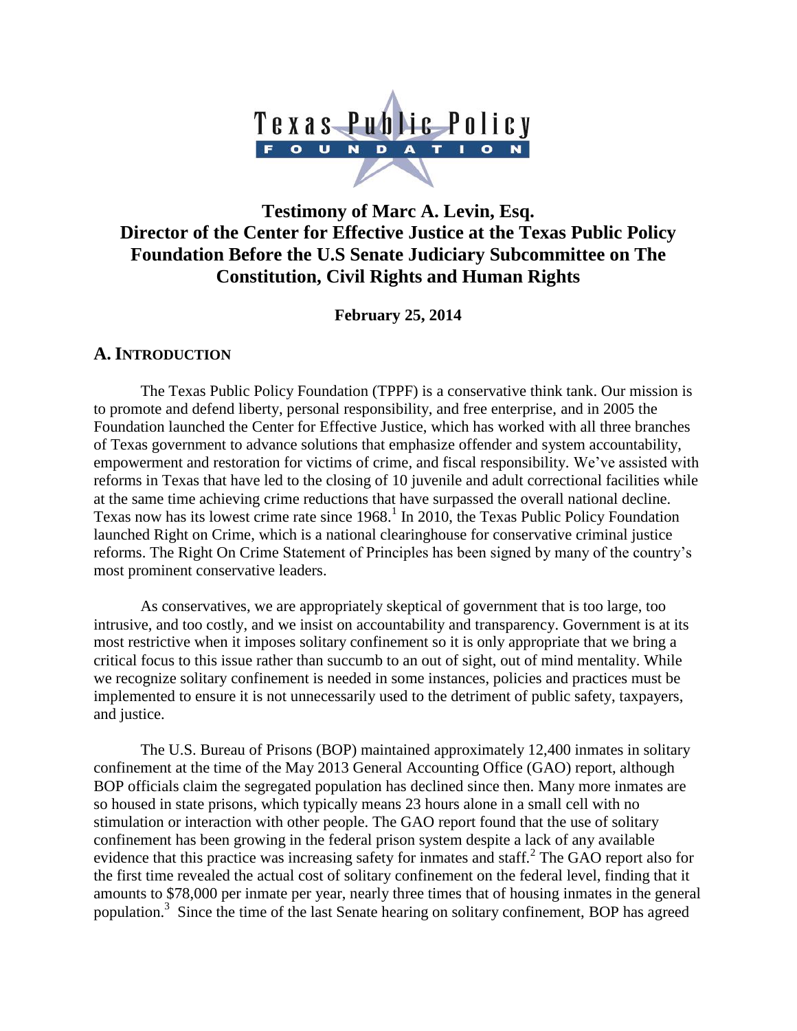# Testimony of Marc A. Levin, Esq. Director of the Center for Effective Justice at the Texas Public Policy Foundation Before the U.S Senate Judiciary Subcommittee on The Constitution, Civil Rights and Human Rights

**February 25, 2014**

## A. INTRODUCTION

The Texas Public Policy Foundation (TPPF) is a conservative think tank. Our mission is to promote and defend liberty, personal responsibility, and free enterprise, and in 2005 the Foundation launched the Center for Effective Justice, which has worked with all three branches of Texas government to advance solutions that emphasize offender and system accountability, empowerment and restoration for victims of crime, and fiscal responsibility. We've assisted with reforms in Texas that have led to the closing of 10 juvenile and adult correctional facilities while at the same time achieving crime reductions that have surpassed the overall national decline. Texas now has its lowest crime rate since 1968.[1] In 2010, the Texas Public Policy Foundation launched Right on Crime, which is a national clearinghouse for conservative criminal justice reforms. The Right On Crime Statement of Principles has been signed by many of the country's most prominent conservative leaders.

As conservatives, we are appropriately skeptical of government that is too large, too intrusive, and too costly, and we insist on accountability and transparency. Government is at its most restrictive when it imposes solitary confinement so it is only appropriate that we bring a critical focus to this issue rather than succumb to an out of sight, out of mind mentality. While we recognize solitary confinement is needed in some instances, policies and practices must be implemented to ensure it is not unnecessarily used to the detriment of public safety, taxpayers, and justice.

The U.S. Bureau of Prisons (BOP) maintained approximately 12,400 inmates in solitary confinement at the time of the May 2013 General Accounting Office (GAO) report, although BOP officials claim the segregated population has declined since then. Many more inmates are so housed in state prisons, which typically means 23 hours alone in a small cell with no stimulation or interaction with other people. The GAO report found that the use of solitary confinement has been growing in the federal prison system despite a lack of any available evidence that this practice was increasing safety for inmates and staff.[2] The GAO report also for the first time revealed the actual cost of solitary confinement on the federal level, finding that it amounts to $78,000 per inmate per year, nearly three times that of housing inmates in the general population.[3] Since the time of the last Senate hearing on solitary confinement, BOP has agreed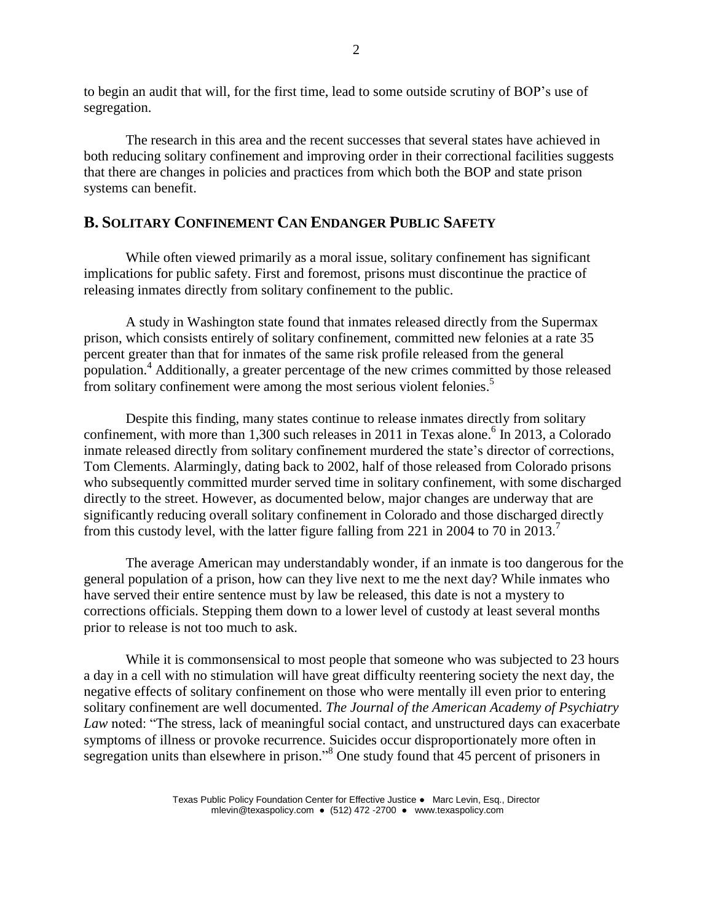to begin an audit that will, for the first time, lead to some outside scrutiny of BOP's use of segregation.

The research in this area and the recent successes that several states have achieved in both reducing solitary confinement and improving order in their correctional facilities suggests that there are changes in policies and practices from which both the BOP and state prison systems can benefit.

## B. Solitary Confinement Can Endanger Public Safety

While often viewed primarily as a moral issue, solitary confinement has significant implications for public safety. First and foremost, prisons must discontinue the practice of releasing inmates directly from solitary confinement to the public.

A study in Washington state found that inmates released directly from the Supermax prison, which consists entirely of solitary confinement, committed new felonies at a rate 35 percent greater than that for inmates of the same risk profile released from the general population.[4] Additionally, a greater percentage of the new crimes committed by those released from solitary confinement were among the most serious violent felonies.[5]

Despite this finding, many states continue to release inmates directly from solitary confinement, with more than 1,300 such releases in 2011 in Texas alone.[6] In 2013, a Colorado inmate released directly from solitary confinement murdered the state's director of corrections, Tom Clements. Alarmingly, dating back to 2002, half of those released from Colorado prisons who subsequently committed murder served time in solitary confinement, with some discharged directly to the street. However, as documented below, major changes are underway that are significantly reducing overall solitary confinement in Colorado and those discharged directly from this custody level, with the latter figure falling from 221 in 2004 to 70 in 2013.[7]

The average American may understandably wonder, if an inmate is too dangerous for the general population of a prison, how can they live next to me the next day? While inmates who have served their entire sentence must by law be released, this date is not a mystery to corrections officials. Stepping them down to a lower level of custody at least several months prior to release is not too much to ask.

While it is commonsensical to most people that someone who was subjected to 23 hours a day in a cell with no stimulation will have great difficulty reentering society the next day, the negative effects of solitary confinement on those who were mentally ill even prior to entering solitary confinement are well documented. *The Journal of the American Academy of Psychiatry Law* noted: "The stress, lack of meaningful social contact, and unstructured days can exacerbate symptoms of illness or provoke recurrence. Suicides occur disproportionately more often in segregation units than elsewhere in prison."[8] One study found that 45 percent of prisoners in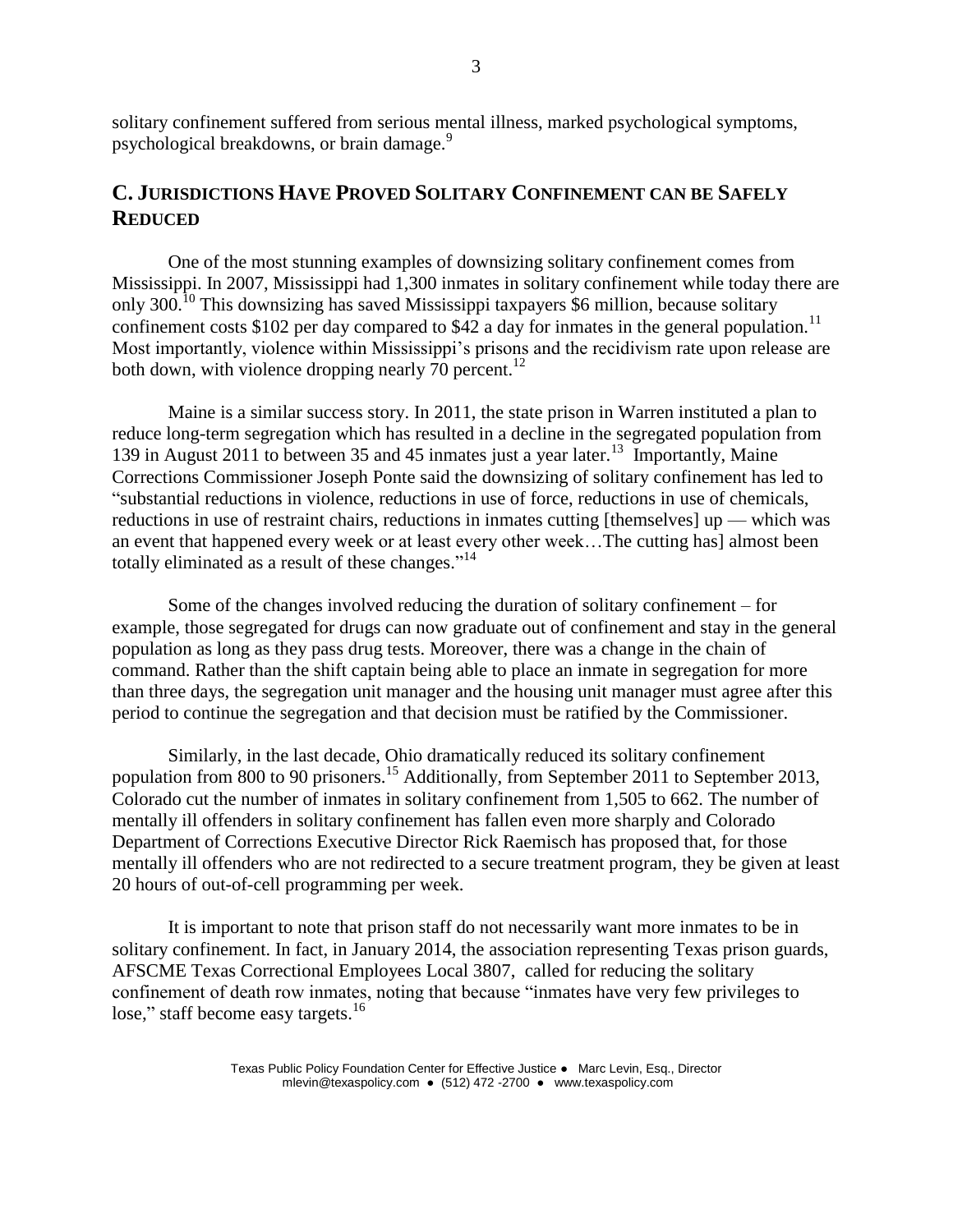solitary confinement suffered from serious mental illness, marked psychological symptoms, psychological breakdowns, or brain damage.[9]

## C. Jurisdictions Have Proved Solitary Confinement can be Safely Reduced

One of the most stunning examples of downsizing solitary confinement comes from Mississippi. In 2007, Mississippi had 1,300 inmates in solitary confinement while today there are only 300.[10] This downsizing has saved Mississippi taxpayers $6 million, because solitary confinement costs $102 per day compared to $42 a day for inmates in the general population.[11] Most importantly, violence within Mississippi's prisons and the recidivism rate upon release are both down, with violence dropping nearly 70 percent.[12]

Maine is a similar success story. In 2011, the state prison in Warren instituted a plan to reduce long-term segregation which has resulted in a decline in the segregated population from 139 in August 2011 to between 35 and 45 inmates just a year later.[13] Importantly, Maine Corrections Commissioner Joseph Ponte said the downsizing of solitary confinement has led to "substantial reductions in violence, reductions in use of force, reductions in use of chemicals, reductions in use of restraint chairs, reductions in inmates cutting [themselves] up — which was an event that happened every week or at least every other week…The cutting has] almost been totally eliminated as a result of these changes."[14]

Some of the changes involved reducing the duration of solitary confinement – for example, those segregated for drugs can now graduate out of confinement and stay in the general population as long as they pass drug tests. Moreover, there was a change in the chain of command. Rather than the shift captain being able to place an inmate in segregation for more than three days, the segregation unit manager and the housing unit manager must agree after this period to continue the segregation and that decision must be ratified by the Commissioner.

Similarly, in the last decade, Ohio dramatically reduced its solitary confinement population from 800 to 90 prisoners.[15] Additionally, from September 2011 to September 2013, Colorado cut the number of inmates in solitary confinement from 1,505 to 662. The number of mentally ill offenders in solitary confinement has fallen even more sharply and Colorado Department of Corrections Executive Director Rick Raemisch has proposed that, for those mentally ill offenders who are not redirected to a secure treatment program, they be given at least 20 hours of out-of-cell programming per week.

It is important to note that prison staff do not necessarily want more inmates to be in solitary confinement. In fact, in January 2014, the association representing Texas prison guards, AFSCME Texas Correctional Employees Local 3807, called for reducing the solitary confinement of death row inmates, noting that because "inmates have very few privileges to lose," staff become easy targets.[16]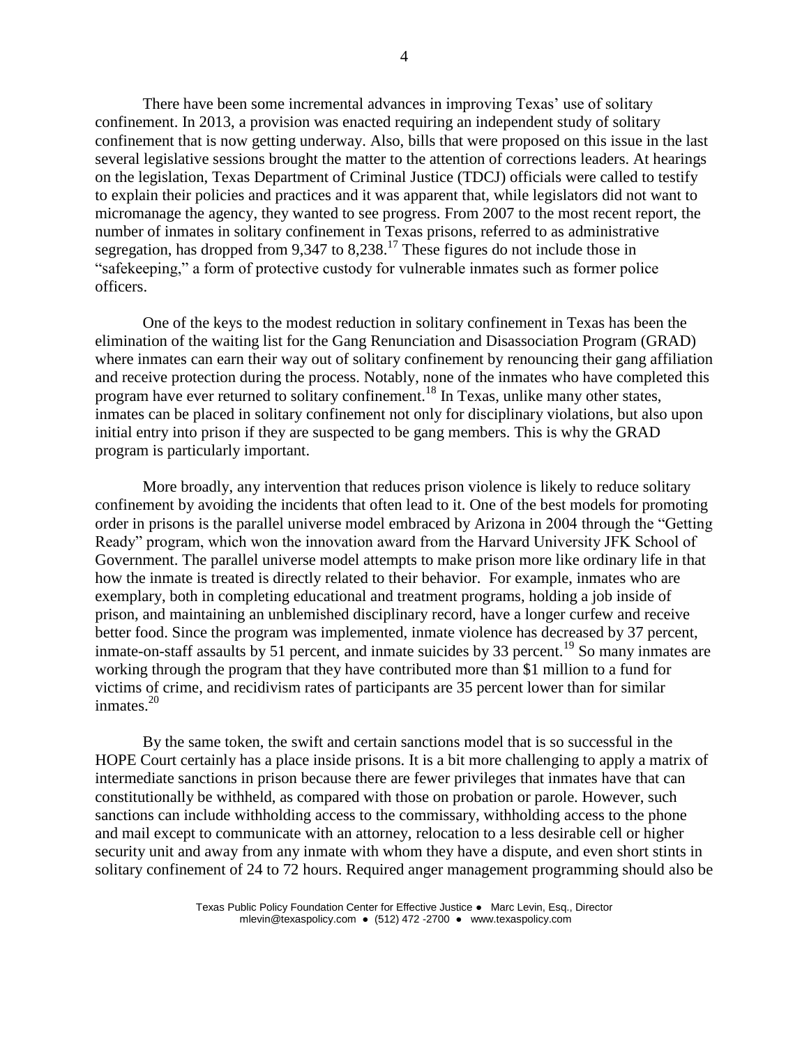There have been some incremental advances in improving Texas' use of solitary confinement. In 2013, a provision was enacted requiring an independent study of solitary confinement that is now getting underway. Also, bills that were proposed on this issue in the last several legislative sessions brought the matter to the attention of corrections leaders. At hearings on the legislation, Texas Department of Criminal Justice (TDCJ) officials were called to testify to explain their policies and practices and it was apparent that, while legislators did not want to micromanage the agency, they wanted to see progress. From 2007 to the most recent report, the number of inmates in solitary confinement in Texas prisons, referred to as administrative segregation, has dropped from 9,347 to 8,238.[17] These figures do not include those in "safekeeping," a form of protective custody for vulnerable inmates such as former police officers.

One of the keys to the modest reduction in solitary confinement in Texas has been the elimination of the waiting list for the Gang Renunciation and Disassociation Program (GRAD) where inmates can earn their way out of solitary confinement by renouncing their gang affiliation and receive protection during the process. Notably, none of the inmates who have completed this program have ever returned to solitary confinement.[18] In Texas, unlike many other states, inmates can be placed in solitary confinement not only for disciplinary violations, but also upon initial entry into prison if they are suspected to be gang members. This is why the GRAD program is particularly important.

More broadly, any intervention that reduces prison violence is likely to reduce solitary confinement by avoiding the incidents that often lead to it. One of the best models for promoting order in prisons is the parallel universe model embraced by Arizona in 2004 through the "Getting Ready" program, which won the innovation award from the Harvard University JFK School of Government. The parallel universe model attempts to make prison more like ordinary life in that how the inmate is treated is directly related to their behavior. For example, inmates who are exemplary, both in completing educational and treatment programs, holding a job inside of prison, and maintaining an unblemished disciplinary record, have a longer curfew and receive better food. Since the program was implemented, inmate violence has decreased by 37 percent, inmate-on-staff assaults by 51 percent, and inmate suicides by 33 percent.[19] So many inmates are working through the program that they have contributed more than $1 million to a fund for victims of crime, and recidivism rates of participants are 35 percent lower than for similar inmates.[20]

By the same token, the swift and certain sanctions model that is so successful in the HOPE Court certainly has a place inside prisons. It is a bit more challenging to apply a matrix of intermediate sanctions in prison because there are fewer privileges that inmates have that can constitutionally be withheld, as compared with those on probation or parole. However, such sanctions can include withholding access to the commissary, withholding access to the phone and mail except to communicate with an attorney, relocation to a less desirable cell or higher security unit and away from any inmate with whom they have a dispute, and even short stints in solitary confinement of 24 to 72 hours. Required anger management programming should also be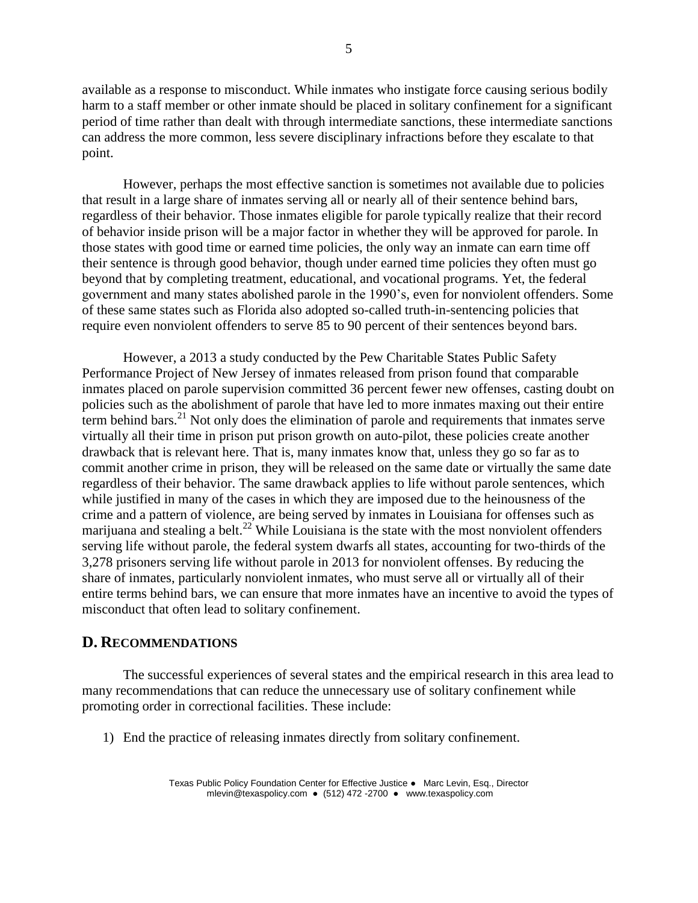available as a response to misconduct. While inmates who instigate force causing serious bodily harm to a staff member or other inmate should be placed in solitary confinement for a significant period of time rather than dealt with through intermediate sanctions, these intermediate sanctions can address the more common, less severe disciplinary infractions before they escalate to that point.

However, perhaps the most effective sanction is sometimes not available due to policies that result in a large share of inmates serving all or nearly all of their sentence behind bars, regardless of their behavior. Those inmates eligible for parole typically realize that their record of behavior inside prison will be a major factor in whether they will be approved for parole. In those states with good time or earned time policies, the only way an inmate can earn time off their sentence is through good behavior, though under earned time policies they often must go beyond that by completing treatment, educational, and vocational programs. Yet, the federal government and many states abolished parole in the 1990's, even for nonviolent offenders. Some of these same states such as Florida also adopted so-called truth-in-sentencing policies that require even nonviolent offenders to serve 85 to 90 percent of their sentences beyond bars.

However, a 2013 a study conducted by the Pew Charitable States Public Safety Performance Project of New Jersey of inmates released from prison found that comparable inmates placed on parole supervision committed 36 percent fewer new offenses, casting doubt on policies such as the abolishment of parole that have led to more inmates maxing out their entire term behind bars.[21] Not only does the elimination of parole and requirements that inmates serve virtually all their time in prison put prison growth on auto-pilot, these policies create another drawback that is relevant here. That is, many inmates know that, unless they go so far as to commit another crime in prison, they will be released on the same date or virtually the same date regardless of their behavior. The same drawback applies to life without parole sentences, which while justified in many of the cases in which they are imposed due to the heinousness of the crime and a pattern of violence, are being served by inmates in Louisiana for offenses such as marijuana and stealing a belt.[22] While Louisiana is the state with the most nonviolent offenders serving life without parole, the federal system dwarfs all states, accounting for two-thirds of the 3,278 prisoners serving life without parole in 2013 for nonviolent offenses. By reducing the share of inmates, particularly nonviolent inmates, who must serve all or virtually all of their entire terms behind bars, we can ensure that more inmates have an incentive to avoid the types of misconduct that often lead to solitary confinement.

## D. Recommendations

The successful experiences of several states and the empirical research in this area lead to many recommendations that can reduce the unnecessary use of solitary confinement while promoting order in correctional facilities. These include:

1) End the practice of releasing inmates directly from solitary confinement.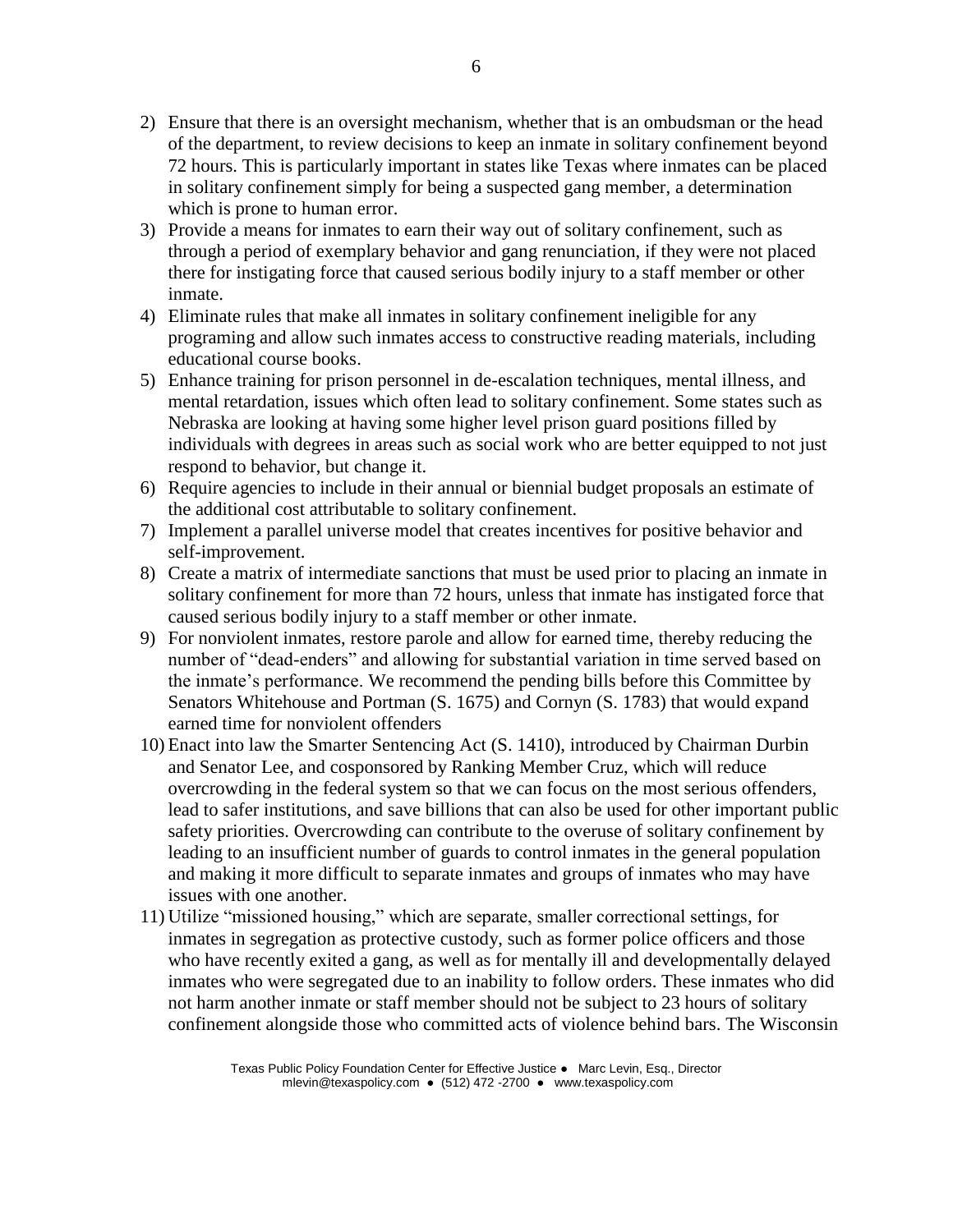2) Ensure that there is an oversight mechanism, whether that is an ombudsman or the head of the department, to review decisions to keep an inmate in solitary confinement beyond 72 hours. This is particularly important in states like Texas where inmates can be placed in solitary confinement simply for being a suspected gang member, a determination which is prone to human error.
3) Provide a means for inmates to earn their way out of solitary confinement, such as through a period of exemplary behavior and gang renunciation, if they were not placed there for instigating force that caused serious bodily injury to a staff member or other inmate.
4) Eliminate rules that make all inmates in solitary confinement ineligible for any programing and allow such inmates access to constructive reading materials, including educational course books.
5) Enhance training for prison personnel in de-escalation techniques, mental illness, and mental retardation, issues which often lead to solitary confinement. Some states such as Nebraska are looking at having some higher level prison guard positions filled by individuals with degrees in areas such as social work who are better equipped to not just respond to behavior, but change it.
6) Require agencies to include in their annual or biennial budget proposals an estimate of the additional cost attributable to solitary confinement.
7) Implement a parallel universe model that creates incentives for positive behavior and self-improvement.
8) Create a matrix of intermediate sanctions that must be used prior to placing an inmate in solitary confinement for more than 72 hours, unless that inmate has instigated force that caused serious bodily injury to a staff member or other inmate.
9) For nonviolent inmates, restore parole and allow for earned time, thereby reducing the number of "dead-enders" and allowing for substantial variation in time served based on the inmate's performance. We recommend the pending bills before this Committee by Senators Whitehouse and Portman (S. 1675) and Cornyn (S. 1783) that would expand earned time for nonviolent offenders
10) Enact into law the Smarter Sentencing Act (S. 1410), introduced by Chairman Durbin and Senator Lee, and cosponsored by Ranking Member Cruz, which will reduce overcrowding in the federal system so that we can focus on the most serious offenders, lead to safer institutions, and save billions that can also be used for other important public safety priorities. Overcrowding can contribute to the overuse of solitary confinement by leading to an insufficient number of guards to control inmates in the general population and making it more difficult to separate inmates and groups of inmates who may have issues with one another.
11) Utilize "missioned housing," which are separate, smaller correctional settings, for inmates in segregation as protective custody, such as former police officers and those who have recently exited a gang, as well as for mentally ill and developmentally delayed inmates who were segregated due to an inability to follow orders. These inmates who did not harm another inmate or staff member should not be subject to 23 hours of solitary confinement alongside those who committed acts of violence behind bars. The Wisconsin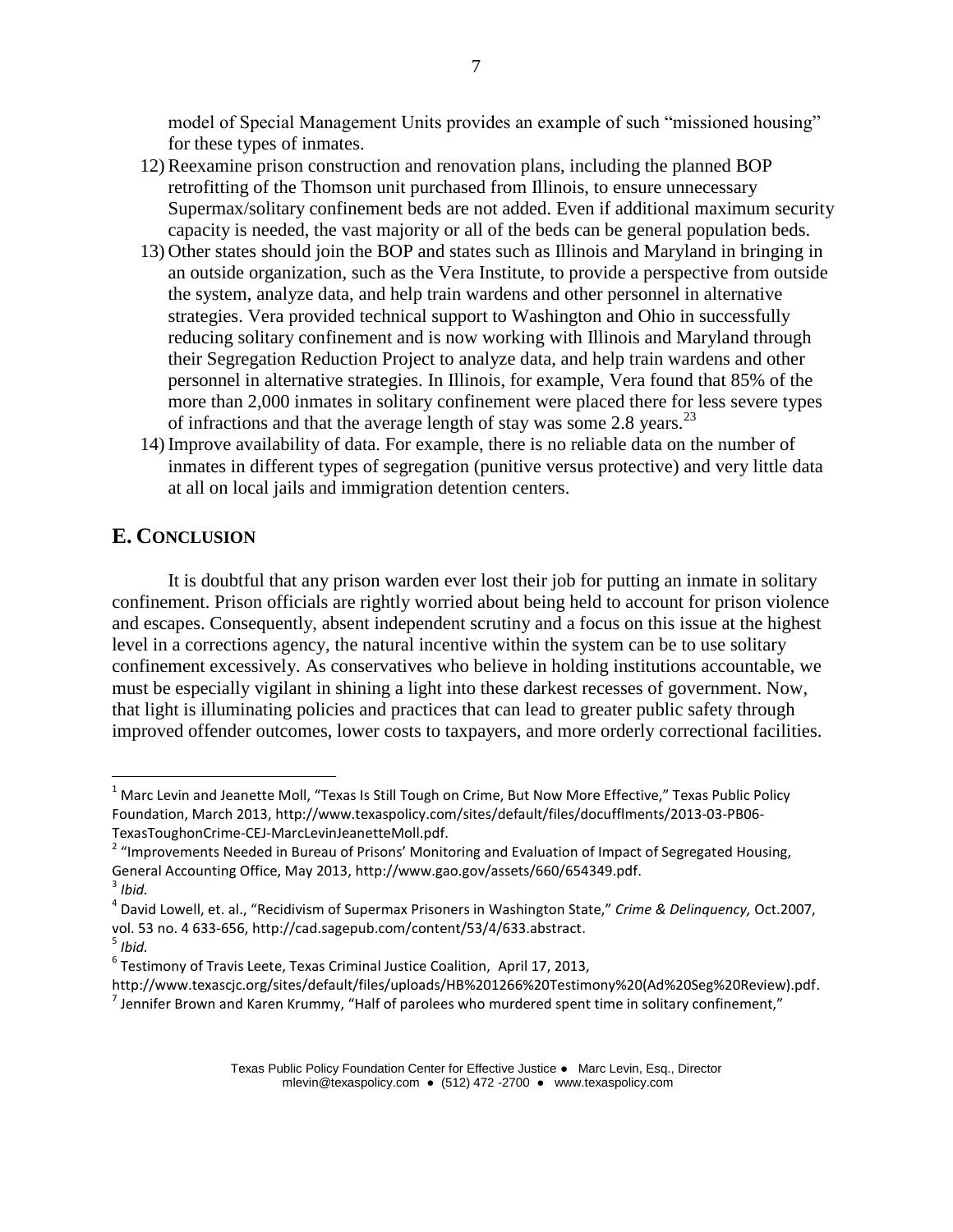model of Special Management Units provides an example of such "missioned housing" for these types of inmates.

12) Reexamine prison construction and renovation plans, including the planned BOP retrofitting of the Thomson unit purchased from Illinois, to ensure unnecessary Supermax/solitary confinement beds are not added. Even if additional maximum security capacity is needed, the vast majority or all of the beds can be general population beds.
13) Other states should join the BOP and states such as Illinois and Maryland in bringing in an outside organization, such as the Vera Institute, to provide a perspective from outside the system, analyze data, and help train wardens and other personnel in alternative strategies. Vera provided technical support to Washington and Ohio in successfully reducing solitary confinement and is now working with Illinois and Maryland through their Segregation Reduction Project to analyze data, and help train wardens and other personnel in alternative strategies. In Illinois, for example, Vera found that 85% of the more than 2,000 inmates in solitary confinement were placed there for less severe types of infractions and that the average length of stay was some 2.8 years.[23]
14) Improve availability of data. For example, there is no reliable data on the number of inmates in different types of segregation (punitive versus protective) and very little data at all on local jails and immigration detention centers.

## E. Conclusion

It is doubtful that any prison warden ever lost their job for putting an inmate in solitary confinement. Prison officials are rightly worried about being held to account for prison violence and escapes. Consequently, absent independent scrutiny and a focus on this issue at the highest level in a corrections agency, the natural incentive within the system can be to use solitary confinement excessively. As conservatives who believe in holding institutions accountable, we must be especially vigilant in shining a light into these darkest recesses of government. Now, that light is illuminating policies and practices that can lead to greater public safety through improved offender outcomes, lower costs to taxpayers, and more orderly correctional facilities.

---

[1] Marc Levin and Jeanette Moll, "Texas Is Still Tough on Crime, But Now More Effective," Texas Public Policy Foundation, March 2013, http://www.texaspolicy.com/sites/default/files/docufflments/2013-03-PB06-TexasToughonCrime-CEJ-MarcLevinJeanetteMoll.pdf.

[2] "Improvements Needed in Bureau of Prisons' Monitoring and Evaluation of Impact of Segregated Housing, General Accounting Office, May 2013, http://www.gao.gov/assets/660/654349.pdf.

[3] *Ibid.*

[4] David Lowell, et. al., "Recidivism of Supermax Prisoners in Washington State," *Crime & Delinquency,* Oct.2007, vol. 53 no. 4 633-656, http://cad.sagepub.com/content/53/4/633.abstract.

[5] *Ibid.*

[6] Testimony of Travis Leete, Texas Criminal Justice Coalition, April 17, 2013, http://www.texascjc.org/sites/default/files/uploads/HB%201266%20Testimony%20(Ad%20Seg%20Review).pdf.

[7] Jennifer Brown and Karen Krummy, "Half of parolees who murdered spent time in solitary confinement,"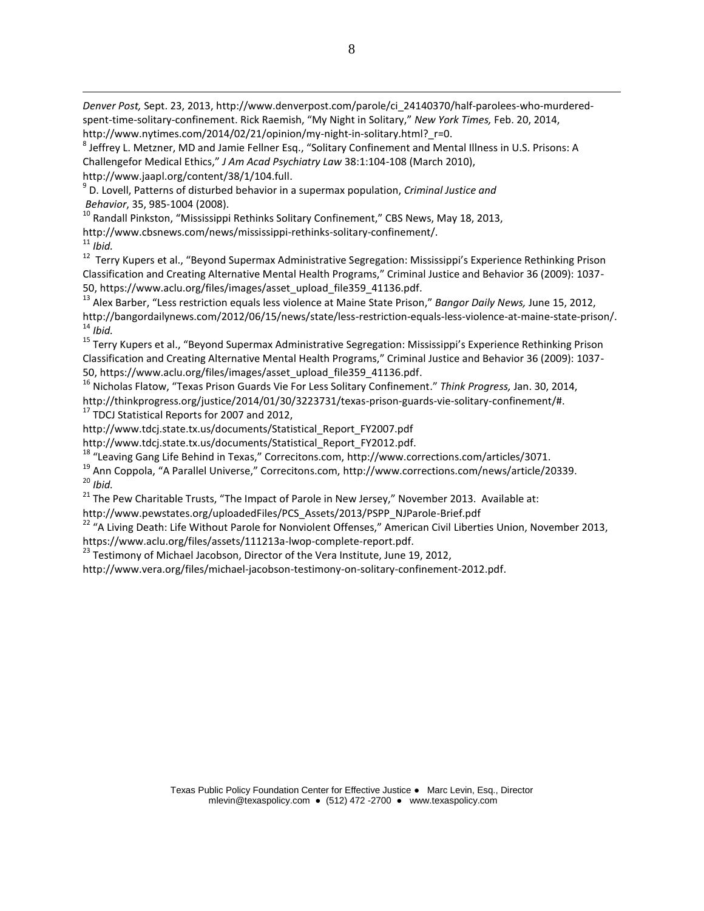*Denver Post,* Sept. 23, 2013, http://www.denverpost.com/parole/ci_24140370/half-parolees-who-murdered-spent-time-solitary-confinement. Rick Raemish, "My Night in Solitary," *New York Times,* Feb. 20, 2014, http://www.nytimes.com/2014/02/21/opinion/my-night-in-solitary.html?_r=0.

[8] Jeffrey L. Metzner, MD and Jamie Fellner Esq., "Solitary Confinement and Mental Illness in U.S. Prisons: A Challengefor Medical Ethics," *J Am Acad Psychiatry Law* 38:1:104-108 (March 2010), http://www.jaapl.org/content/38/1/104.full.

[9] D. Lovell, Patterns of disturbed behavior in a supermax population, *Criminal Justice and Behavior*, 35, 985-1004 (2008).

[10] Randall Pinkston, "Mississippi Rethinks Solitary Confinement," CBS News, May 18, 2013, http://www.cbsnews.com/news/mississippi-rethinks-solitary-confinement/.

[11] *Ibid.*

[12] Terry Kupers et al., "Beyond Supermax Administrative Segregation: Mississippi's Experience Rethinking Prison Classification and Creating Alternative Mental Health Programs," Criminal Justice and Behavior 36 (2009): 1037-50, https://www.aclu.org/files/images/asset_upload_file359_41136.pdf.

[13] Alex Barber, "Less restriction equals less violence at Maine State Prison," *Bangor Daily News,* June 15, 2012, http://bangordailynews.com/2012/06/15/news/state/less-restriction-equals-less-violence-at-maine-state-prison/.

[14] *Ibid.*

[15] Terry Kupers et al., "Beyond Supermax Administrative Segregation: Mississippi's Experience Rethinking Prison Classification and Creating Alternative Mental Health Programs," Criminal Justice and Behavior 36 (2009): 1037-50, https://www.aclu.org/files/images/asset_upload_file359_41136.pdf.

[16] Nicholas Flatow, "Texas Prison Guards Vie For Less Solitary Confinement." *Think Progress,* Jan. 30, 2014, http://thinkprogress.org/justice/2014/01/30/3223731/texas-prison-guards-vie-solitary-confinement/#.

[17] TDCJ Statistical Reports for 2007 and 2012,
http://www.tdcj.state.tx.us/documents/Statistical_Report_FY2007.pdf
http://www.tdcj.state.tx.us/documents/Statistical_Report_FY2012.pdf.

[18] "Leaving Gang Life Behind in Texas," Correcitons.com, http://www.corrections.com/articles/3071.

[19] Ann Coppola, "A Parallel Universe," Correcitons.com, http://www.corrections.com/news/article/20339.

[20] *Ibid.*

[21] The Pew Charitable Trusts, "The Impact of Parole in New Jersey," November 2013. Available at: http://www.pewstates.org/uploadedFiles/PCS_Assets/2013/PSPP_NJParole-Brief.pdf

[22] "A Living Death: Life Without Parole for Nonviolent Offenses," American Civil Liberties Union, November 2013, https://www.aclu.org/files/assets/111213a-lwop-complete-report.pdf.

[23] Testimony of Michael Jacobson, Director of the Vera Institute, June 19, 2012, http://www.vera.org/files/michael-jacobson-testimony-on-solitary-confinement-2012.pdf.